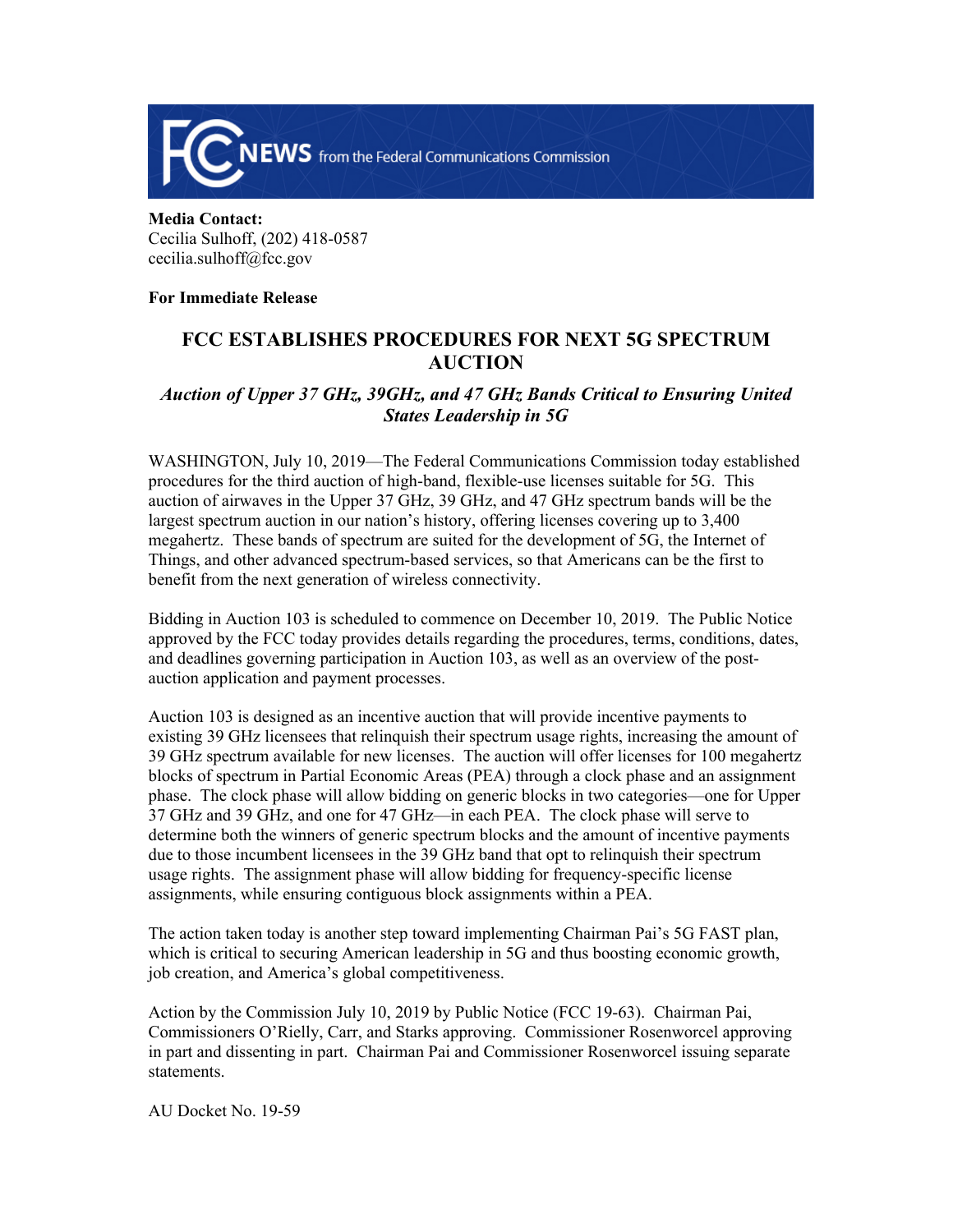**FCC NEWS** from the Federal Communications Commission

**Media Contact:**
Cecilia Sulhoff, (202) 418-0587
cecilia.sulhoff@fcc.gov

**For Immediate Release**

# FCC ESTABLISHES PROCEDURES FOR NEXT 5G SPECTRUM AUCTION

## *Auction of Upper 37 GHz, 39GHz, and 47 GHz Bands Critical to Ensuring United States Leadership in 5G*

WASHINGTON, July 10, 2019—The Federal Communications Commission today established procedures for the third auction of high-band, flexible-use licenses suitable for 5G. This auction of airwaves in the Upper 37 GHz, 39 GHz, and 47 GHz spectrum bands will be the largest spectrum auction in our nation's history, offering licenses covering up to 3,400 megahertz. These bands of spectrum are suited for the development of 5G, the Internet of Things, and other advanced spectrum-based services, so that Americans can be the first to benefit from the next generation of wireless connectivity.

Bidding in Auction 103 is scheduled to commence on December 10, 2019. The Public Notice approved by the FCC today provides details regarding the procedures, terms, conditions, dates, and deadlines governing participation in Auction 103, as well as an overview of the post-auction application and payment processes.

Auction 103 is designed as an incentive auction that will provide incentive payments to existing 39 GHz licensees that relinquish their spectrum usage rights, increasing the amount of 39 GHz spectrum available for new licenses. The auction will offer licenses for 100 megahertz blocks of spectrum in Partial Economic Areas (PEA) through a clock phase and an assignment phase. The clock phase will allow bidding on generic blocks in two categories—one for Upper 37 GHz and 39 GHz, and one for 47 GHz—in each PEA. The clock phase will serve to determine both the winners of generic spectrum blocks and the amount of incentive payments due to those incumbent licensees in the 39 GHz band that opt to relinquish their spectrum usage rights. The assignment phase will allow bidding for frequency-specific license assignments, while ensuring contiguous block assignments within a PEA.

The action taken today is another step toward implementing Chairman Pai's 5G FAST plan, which is critical to securing American leadership in 5G and thus boosting economic growth, job creation, and America's global competitiveness.

Action by the Commission July 10, 2019 by Public Notice (FCC 19-63). Chairman Pai, Commissioners O'Rielly, Carr, and Starks approving. Commissioner Rosenworcel approving in part and dissenting in part. Chairman Pai and Commissioner Rosenworcel issuing separate statements.

AU Docket No. 19-59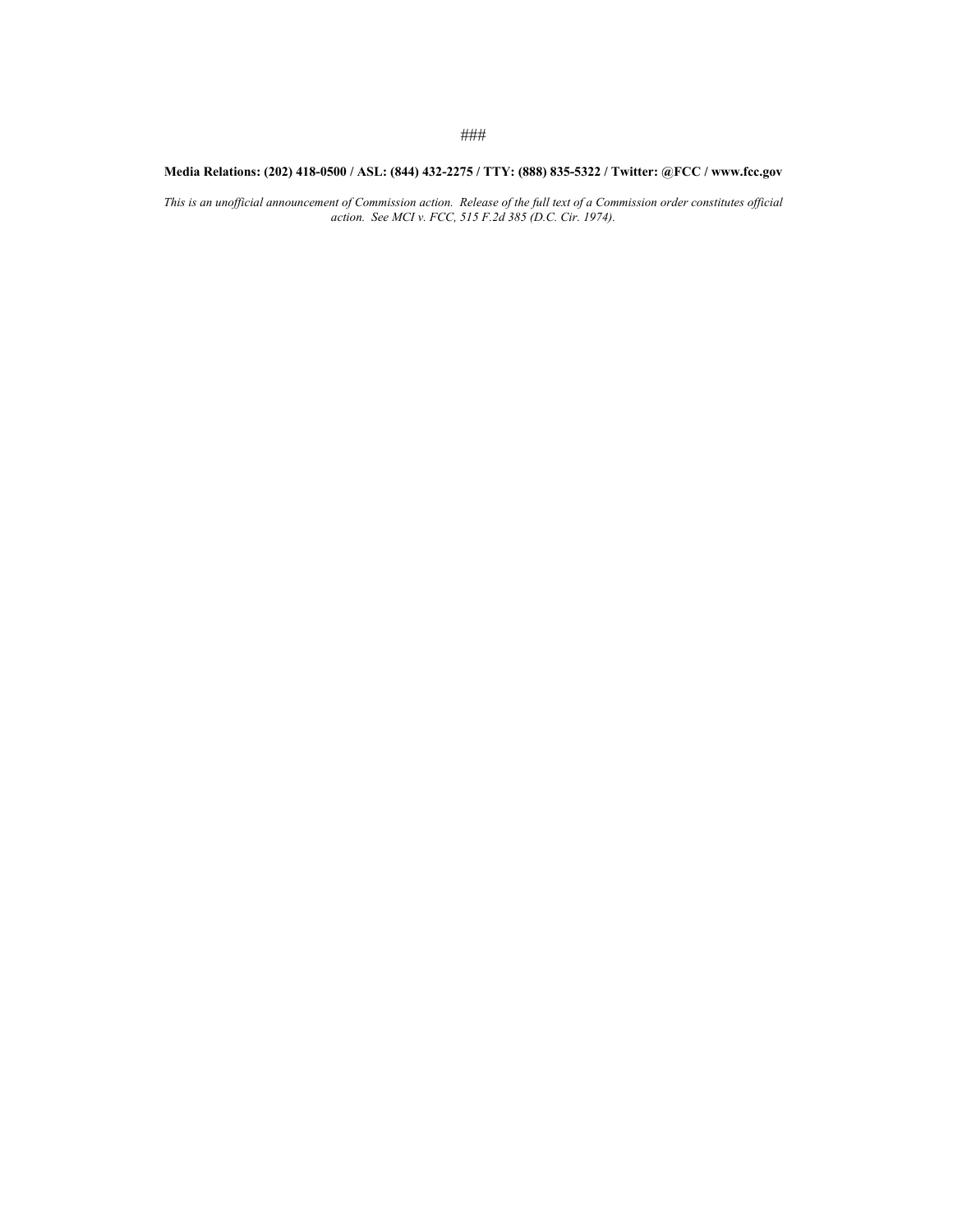###

**Media Relations: (202) 418-0500 / ASL: (844) 432-2275 / TTY: (888) 835-5322 / Twitter: @FCC / www.fcc.gov**

*This is an unofficial announcement of Commission action. Release of the full text of a Commission order constitutes official action. See MCI v. FCC, 515 F.2d 385 (D.C. Cir. 1974).*